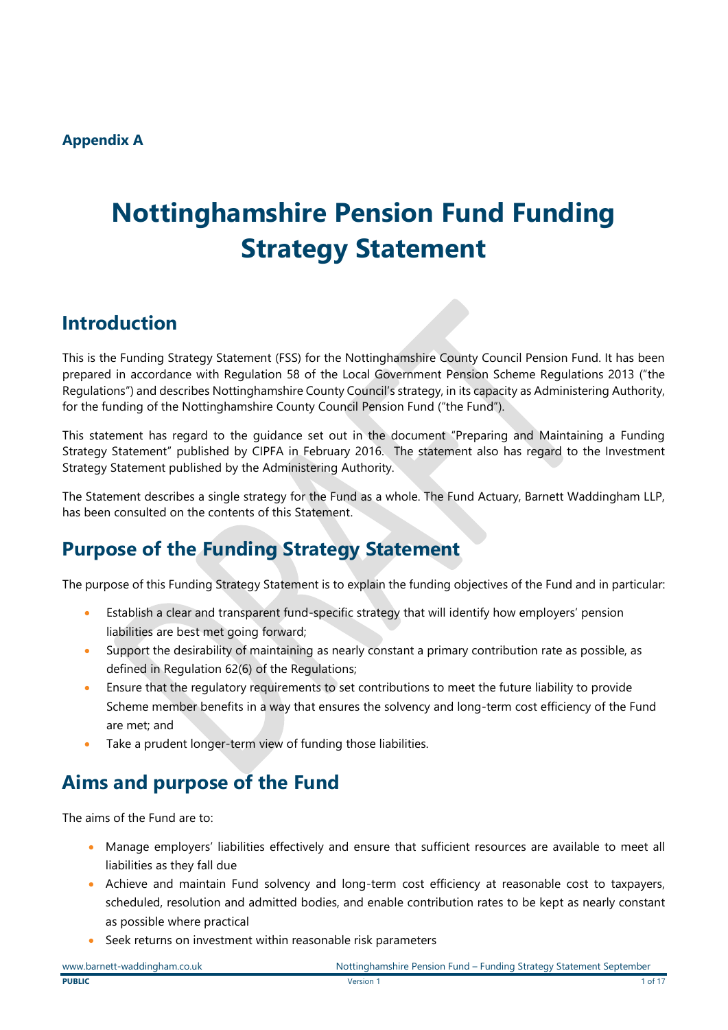**Appendix A**

# Nottinghamshire Pension Fund Funding Strategy Statement

## Introduction

This is the Funding Strategy Statement (FSS) for the Nottinghamshire County Council Pension Fund. It has been prepared in accordance with Regulation 58 of the Local Government Pension Scheme Regulations 2013 ("the Regulations") and describes Nottinghamshire County Council's strategy, in its capacity as Administering Authority, for the funding of the Nottinghamshire County Council Pension Fund ("the Fund").

This statement has regard to the guidance set out in the document "Preparing and Maintaining a Funding Strategy Statement" published by CIPFA in February 2016. The statement also has regard to the Investment Strategy Statement published by the Administering Authority.

The Statement describes a single strategy for the Fund as a whole. The Fund Actuary, Barnett Waddingham LLP, has been consulted on the contents of this Statement.

## Purpose of the Funding Strategy Statement

The purpose of this Funding Strategy Statement is to explain the funding objectives of the Fund and in particular:

- Establish a clear and transparent fund-specific strategy that will identify how employers' pension liabilities are best met going forward;
- Support the desirability of maintaining as nearly constant a primary contribution rate as possible, as defined in Regulation 62(6) of the Regulations;
- Ensure that the regulatory requirements to set contributions to meet the future liability to provide Scheme member benefits in a way that ensures the solvency and long-term cost efficiency of the Fund are met; and
- Take a prudent longer-term view of funding those liabilities.

## Aims and purpose of the Fund

The aims of the Fund are to:

- Manage employers' liabilities effectively and ensure that sufficient resources are available to meet all liabilities as they fall due
- Achieve and maintain Fund solvency and long-term cost efficiency at reasonable cost to taxpayers, scheduled, resolution and admitted bodies, and enable contribution rates to be kept as nearly constant as possible where practical
- Seek returns on investment within reasonable risk parameters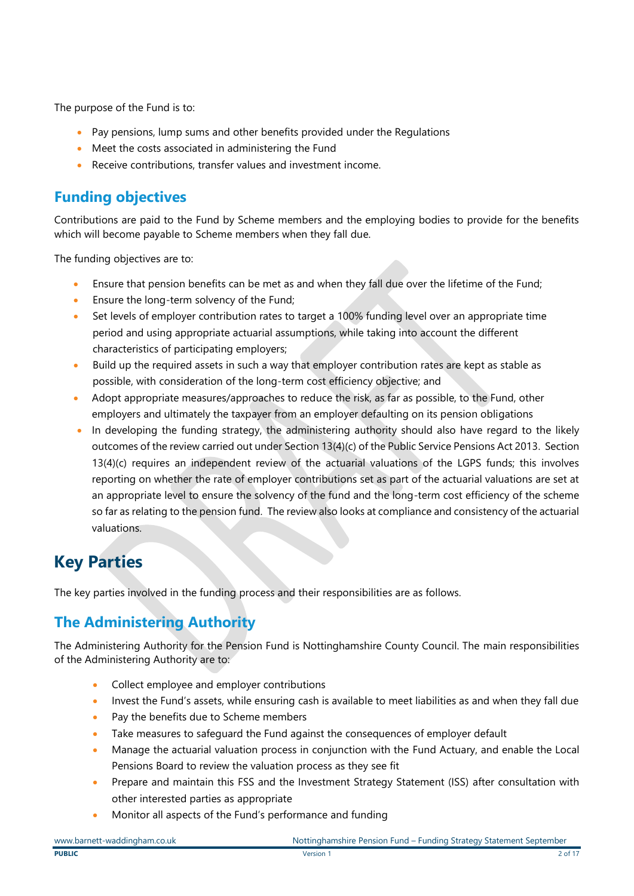The purpose of the Fund is to:

- Pay pensions, lump sums and other benefits provided under the Regulations
- Meet the costs associated in administering the Fund
- Receive contributions, transfer values and investment income.

## Funding objectives

Contributions are paid to the Fund by Scheme members and the employing bodies to provide for the benefits which will become payable to Scheme members when they fall due.

The funding objectives are to:

- Ensure that pension benefits can be met as and when they fall due over the lifetime of the Fund;
- Ensure the long-term solvency of the Fund;
- Set levels of employer contribution rates to target a 100% funding level over an appropriate time period and using appropriate actuarial assumptions, while taking into account the different characteristics of participating employers;
- Build up the required assets in such a way that employer contribution rates are kept as stable as possible, with consideration of the long-term cost efficiency objective; and
- Adopt appropriate measures/approaches to reduce the risk, as far as possible, to the Fund, other employers and ultimately the taxpayer from an employer defaulting on its pension obligations
- In developing the funding strategy, the administering authority should also have regard to the likely outcomes of the review carried out under Section 13(4)(c) of the Public Service Pensions Act 2013. Section 13(4)(c) requires an independent review of the actuarial valuations of the LGPS funds; this involves reporting on whether the rate of employer contributions set as part of the actuarial valuations are set at an appropriate level to ensure the solvency of the fund and the long-term cost efficiency of the scheme so far as relating to the pension fund. The review also looks at compliance and consistency of the actuarial valuations.

# Key Parties

The key parties involved in the funding process and their responsibilities are as follows.

## The Administering Authority

The Administering Authority for the Pension Fund is Nottinghamshire County Council. The main responsibilities of the Administering Authority are to:

- Collect employee and employer contributions
- Invest the Fund's assets, while ensuring cash is available to meet liabilities as and when they fall due
- Pay the benefits due to Scheme members
- Take measures to safeguard the Fund against the consequences of employer default
- Manage the actuarial valuation process in conjunction with the Fund Actuary, and enable the Local Pensions Board to review the valuation process as they see fit
- Prepare and maintain this FSS and the Investment Strategy Statement (ISS) after consultation with other interested parties as appropriate
- Monitor all aspects of the Fund's performance and funding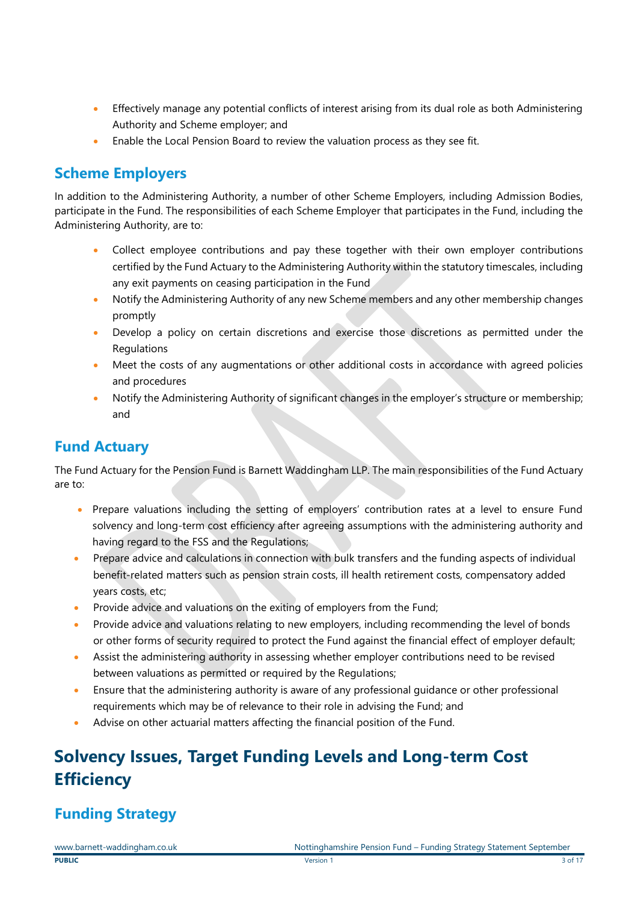- Effectively manage any potential conflicts of interest arising from its dual role as both Administering Authority and Scheme employer; and
- Enable the Local Pension Board to review the valuation process as they see fit.

## Scheme Employers

In addition to the Administering Authority, a number of other Scheme Employers, including Admission Bodies, participate in the Fund. The responsibilities of each Scheme Employer that participates in the Fund, including the Administering Authority, are to:

- Collect employee contributions and pay these together with their own employer contributions certified by the Fund Actuary to the Administering Authority within the statutory timescales, including any exit payments on ceasing participation in the Fund
- Notify the Administering Authority of any new Scheme members and any other membership changes promptly
- Develop a policy on certain discretions and exercise those discretions as permitted under the Regulations
- Meet the costs of any augmentations or other additional costs in accordance with agreed policies and procedures
- Notify the Administering Authority of significant changes in the employer's structure or membership; and

## Fund Actuary

The Fund Actuary for the Pension Fund is Barnett Waddingham LLP. The main responsibilities of the Fund Actuary are to:

- Prepare valuations including the setting of employers' contribution rates at a level to ensure Fund solvency and long-term cost efficiency after agreeing assumptions with the administering authority and having regard to the FSS and the Regulations;
- Prepare advice and calculations in connection with bulk transfers and the funding aspects of individual benefit-related matters such as pension strain costs, ill health retirement costs, compensatory added years costs, etc;
- Provide advice and valuations on the exiting of employers from the Fund;
- Provide advice and valuations relating to new employers, including recommending the level of bonds or other forms of security required to protect the Fund against the financial effect of employer default;
- Assist the administering authority in assessing whether employer contributions need to be revised between valuations as permitted or required by the Regulations;
- Ensure that the administering authority is aware of any professional guidance or other professional requirements which may be of relevance to their role in advising the Fund; and
- Advise on other actuarial matters affecting the financial position of the Fund.

# Solvency Issues, Target Funding Levels and Long-term Cost Efficiency

## Funding Strategy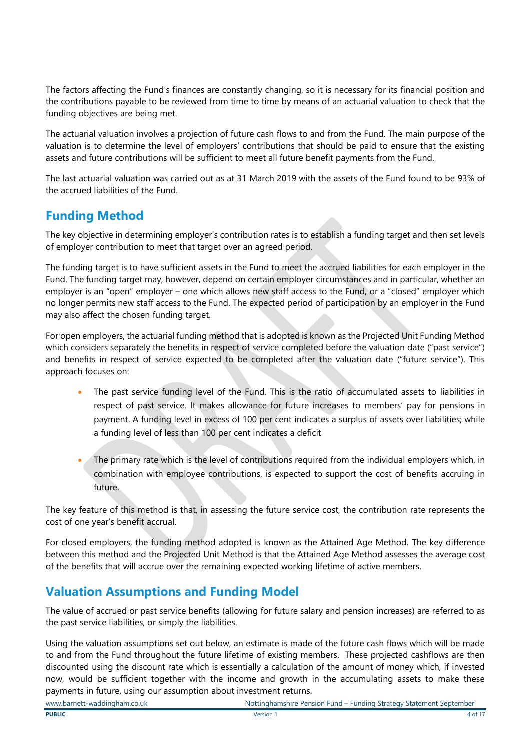The factors affecting the Fund's finances are constantly changing, so it is necessary for its financial position and the contributions payable to be reviewed from time to time by means of an actuarial valuation to check that the funding objectives are being met.

The actuarial valuation involves a projection of future cash flows to and from the Fund. The main purpose of the valuation is to determine the level of employers' contributions that should be paid to ensure that the existing assets and future contributions will be sufficient to meet all future benefit payments from the Fund.

The last actuarial valuation was carried out as at 31 March 2019 with the assets of the Fund found to be 93% of the accrued liabilities of the Fund.

## Funding Method

The key objective in determining employer's contribution rates is to establish a funding target and then set levels of employer contribution to meet that target over an agreed period.

The funding target is to have sufficient assets in the Fund to meet the accrued liabilities for each employer in the Fund. The funding target may, however, depend on certain employer circumstances and in particular, whether an employer is an "open" employer – one which allows new staff access to the Fund, or a "closed" employer which no longer permits new staff access to the Fund. The expected period of participation by an employer in the Fund may also affect the chosen funding target.

For open employers, the actuarial funding method that is adopted is known as the Projected Unit Funding Method which considers separately the benefits in respect of service completed before the valuation date ("past service") and benefits in respect of service expected to be completed after the valuation date ("future service"). This approach focuses on:

- The past service funding level of the Fund. This is the ratio of accumulated assets to liabilities in respect of past service. It makes allowance for future increases to members' pay for pensions in payment. A funding level in excess of 100 per cent indicates a surplus of assets over liabilities; while a funding level of less than 100 per cent indicates a deficit

- The primary rate which is the level of contributions required from the individual employers which, in combination with employee contributions, is expected to support the cost of benefits accruing in future.

The key feature of this method is that, in assessing the future service cost, the contribution rate represents the cost of one year's benefit accrual.

For closed employers, the funding method adopted is known as the Attained Age Method. The key difference between this method and the Projected Unit Method is that the Attained Age Method assesses the average cost of the benefits that will accrue over the remaining expected working lifetime of active members.

## Valuation Assumptions and Funding Model

The value of accrued or past service benefits (allowing for future salary and pension increases) are referred to as the past service liabilities, or simply the liabilities.

Using the valuation assumptions set out below, an estimate is made of the future cash flows which will be made to and from the Fund throughout the future lifetime of existing members. These projected cashflows are then discounted using the discount rate which is essentially a calculation of the amount of money which, if invested now, would be sufficient together with the income and growth in the accumulating assets to make these payments in future, using our assumption about investment returns.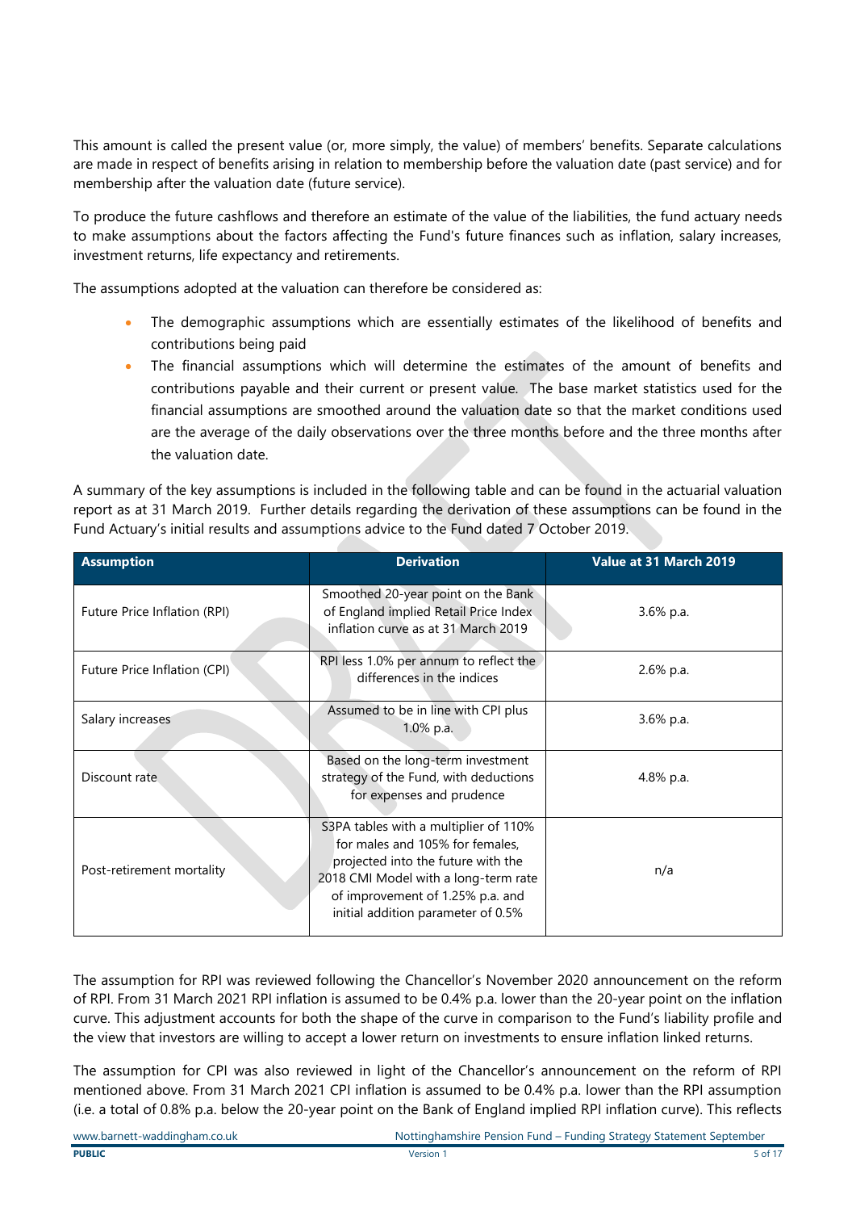This amount is called the present value (or, more simply, the value) of members' benefits. Separate calculations are made in respect of benefits arising in relation to membership before the valuation date (past service) and for membership after the valuation date (future service).

To produce the future cashflows and therefore an estimate of the value of the liabilities, the fund actuary needs to make assumptions about the factors affecting the Fund's future finances such as inflation, salary increases, investment returns, life expectancy and retirements.

The assumptions adopted at the valuation can therefore be considered as:

- The demographic assumptions which are essentially estimates of the likelihood of benefits and contributions being paid
- The financial assumptions which will determine the estimates of the amount of benefits and contributions payable and their current or present value. The base market statistics used for the financial assumptions are smoothed around the valuation date so that the market conditions used are the average of the daily observations over the three months before and the three months after the valuation date.

A summary of the key assumptions is included in the following table and can be found in the actuarial valuation report as at 31 March 2019. Further details regarding the derivation of these assumptions can be found in the Fund Actuary's initial results and assumptions advice to the Fund dated 7 October 2019.

| Assumption | Derivation | Value at 31 March 2019 |
|---|---|---|
| Future Price Inflation (RPI) | Smoothed 20-year point on the Bank of England implied Retail Price Index inflation curve as at 31 March 2019 | 3.6% p.a. |
| Future Price Inflation (CPI) | RPI less 1.0% per annum to reflect the differences in the indices | 2.6% p.a. |
| Salary increases | Assumed to be in line with CPI plus 1.0% p.a. | 3.6% p.a. |
| Discount rate | Based on the long-term investment strategy of the Fund, with deductions for expenses and prudence | 4.8% p.a. |
| Post-retirement mortality | S3PA tables with a multiplier of 110% for males and 105% for females, projected into the future with the 2018 CMI Model with a long-term rate of improvement of 1.25% p.a. and initial addition parameter of 0.5% | n/a |

The assumption for RPI was reviewed following the Chancellor's November 2020 announcement on the reform of RPI. From 31 March 2021 RPI inflation is assumed to be 0.4% p.a. lower than the 20-year point on the inflation curve. This adjustment accounts for both the shape of the curve in comparison to the Fund's liability profile and the view that investors are willing to accept a lower return on investments to ensure inflation linked returns.

The assumption for CPI was also reviewed in light of the Chancellor's announcement on the reform of RPI mentioned above. From 31 March 2021 CPI inflation is assumed to be 0.4% p.a. lower than the RPI assumption (i.e. a total of 0.8% p.a. below the 20-year point on the Bank of England implied RPI inflation curve). This reflects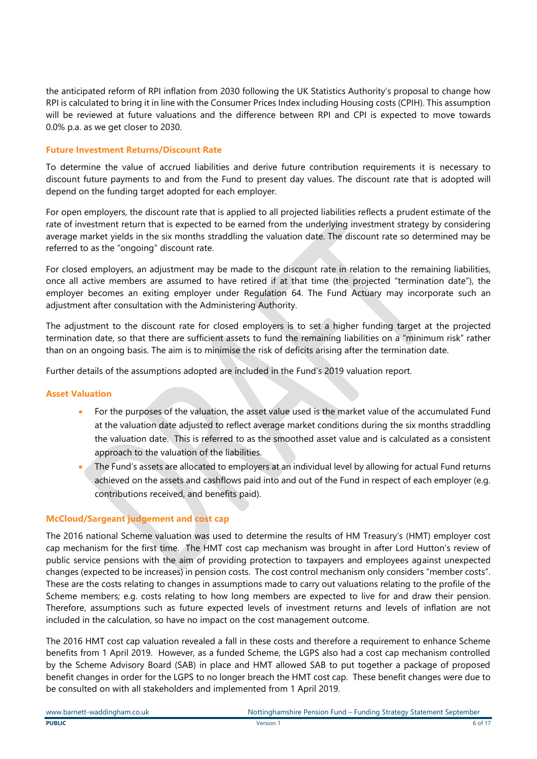the anticipated reform of RPI inflation from 2030 following the UK Statistics Authority's proposal to change how RPI is calculated to bring it in line with the Consumer Prices Index including Housing costs (CPIH). This assumption will be reviewed at future valuations and the difference between RPI and CPI is expected to move towards 0.0% p.a. as we get closer to 2030.

### Future Investment Returns/Discount Rate

To determine the value of accrued liabilities and derive future contribution requirements it is necessary to discount future payments to and from the Fund to present day values. The discount rate that is adopted will depend on the funding target adopted for each employer.

For open employers, the discount rate that is applied to all projected liabilities reflects a prudent estimate of the rate of investment return that is expected to be earned from the underlying investment strategy by considering average market yields in the six months straddling the valuation date. The discount rate so determined may be referred to as the "ongoing" discount rate.

For closed employers, an adjustment may be made to the discount rate in relation to the remaining liabilities, once all active members are assumed to have retired if at that time (the projected "termination date"), the employer becomes an exiting employer under Regulation 64. The Fund Actuary may incorporate such an adjustment after consultation with the Administering Authority.

The adjustment to the discount rate for closed employers is to set a higher funding target at the projected termination date, so that there are sufficient assets to fund the remaining liabilities on a "minimum risk" rather than on an ongoing basis. The aim is to minimise the risk of deficits arising after the termination date.

Further details of the assumptions adopted are included in the Fund's 2019 valuation report.

### Asset Valuation

- For the purposes of the valuation, the asset value used is the market value of the accumulated Fund at the valuation date adjusted to reflect average market conditions during the six months straddling the valuation date. This is referred to as the smoothed asset value and is calculated as a consistent approach to the valuation of the liabilities.
- The Fund's assets are allocated to employers at an individual level by allowing for actual Fund returns achieved on the assets and cashflows paid into and out of the Fund in respect of each employer (e.g. contributions received, and benefits paid).

### McCloud/Sargeant judgement and cost cap

The 2016 national Scheme valuation was used to determine the results of HM Treasury's (HMT) employer cost cap mechanism for the first time. The HMT cost cap mechanism was brought in after Lord Hutton's review of public service pensions with the aim of providing protection to taxpayers and employees against unexpected changes (expected to be increases) in pension costs. The cost control mechanism only considers "member costs". These are the costs relating to changes in assumptions made to carry out valuations relating to the profile of the Scheme members; e.g. costs relating to how long members are expected to live for and draw their pension. Therefore, assumptions such as future expected levels of investment returns and levels of inflation are not included in the calculation, so have no impact on the cost management outcome.

The 2016 HMT cost cap valuation revealed a fall in these costs and therefore a requirement to enhance Scheme benefits from 1 April 2019. However, as a funded Scheme, the LGPS also had a cost cap mechanism controlled by the Scheme Advisory Board (SAB) in place and HMT allowed SAB to put together a package of proposed benefit changes in order for the LGPS to no longer breach the HMT cost cap. These benefit changes were due to be consulted on with all stakeholders and implemented from 1 April 2019.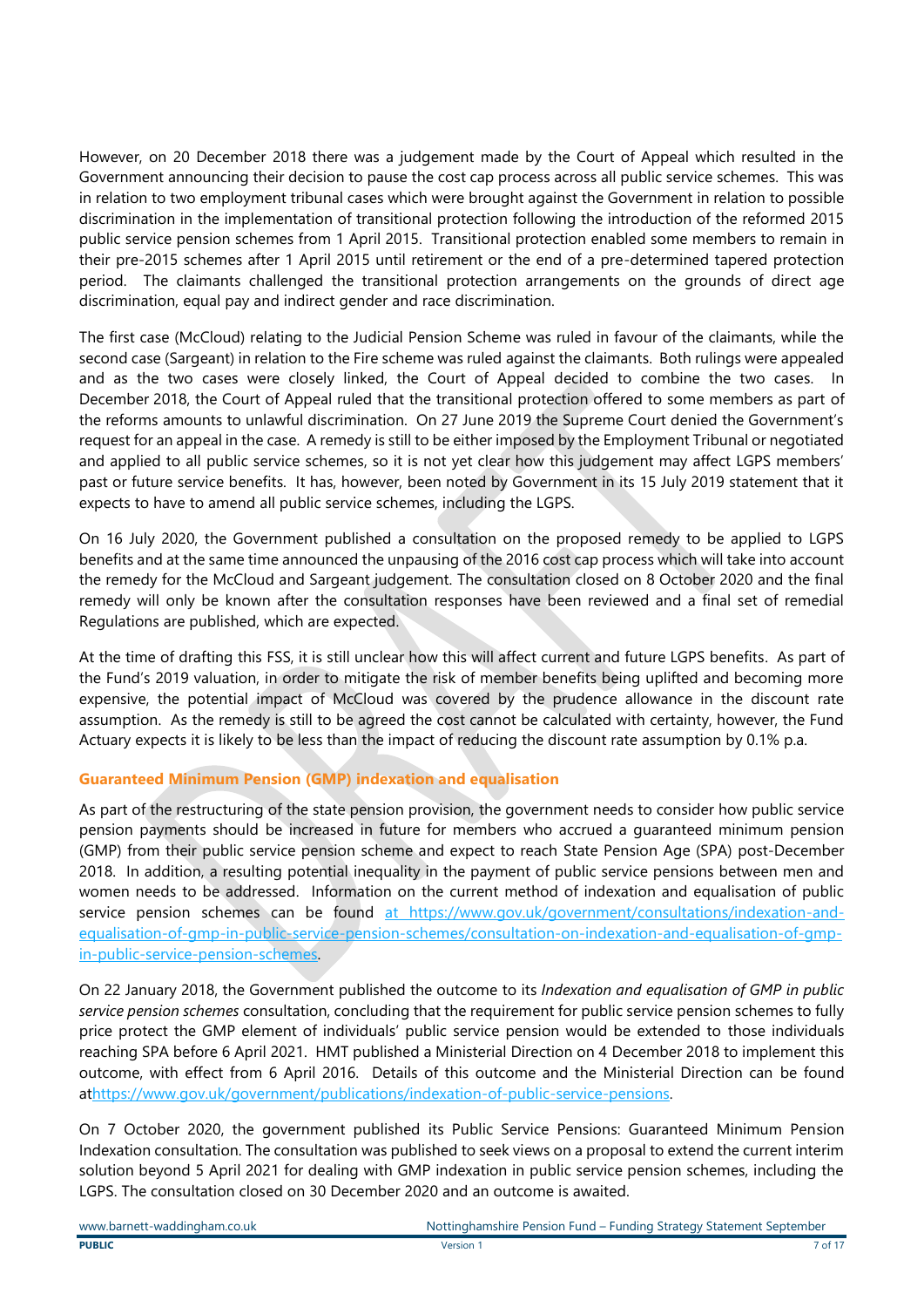However, on 20 December 2018 there was a judgement made by the Court of Appeal which resulted in the Government announcing their decision to pause the cost cap process across all public service schemes. This was in relation to two employment tribunal cases which were brought against the Government in relation to possible discrimination in the implementation of transitional protection following the introduction of the reformed 2015 public service pension schemes from 1 April 2015. Transitional protection enabled some members to remain in their pre-2015 schemes after 1 April 2015 until retirement or the end of a pre-determined tapered protection period. The claimants challenged the transitional protection arrangements on the grounds of direct age discrimination, equal pay and indirect gender and race discrimination.

The first case (McCloud) relating to the Judicial Pension Scheme was ruled in favour of the claimants, while the second case (Sargeant) in relation to the Fire scheme was ruled against the claimants. Both rulings were appealed and as the two cases were closely linked, the Court of Appeal decided to combine the two cases. In December 2018, the Court of Appeal ruled that the transitional protection offered to some members as part of the reforms amounts to unlawful discrimination. On 27 June 2019 the Supreme Court denied the Government's request for an appeal in the case. A remedy is still to be either imposed by the Employment Tribunal or negotiated and applied to all public service schemes, so it is not yet clear how this judgement may affect LGPS members' past or future service benefits. It has, however, been noted by Government in its 15 July 2019 statement that it expects to have to amend all public service schemes, including the LGPS.

On 16 July 2020, the Government published a consultation on the proposed remedy to be applied to LGPS benefits and at the same time announced the unpausing of the 2016 cost cap process which will take into account the remedy for the McCloud and Sargeant judgement. The consultation closed on 8 October 2020 and the final remedy will only be known after the consultation responses have been reviewed and a final set of remedial Regulations are published, which are expected.

At the time of drafting this FSS, it is still unclear how this will affect current and future LGPS benefits. As part of the Fund's 2019 valuation, in order to mitigate the risk of member benefits being uplifted and becoming more expensive, the potential impact of McCloud was covered by the prudence allowance in the discount rate assumption. As the remedy is still to be agreed the cost cannot be calculated with certainty, however, the Fund Actuary expects it is likely to be less than the impact of reducing the discount rate assumption by 0.1% p.a.

### Guaranteed Minimum Pension (GMP) indexation and equalisation

As part of the restructuring of the state pension provision, the government needs to consider how public service pension payments should be increased in future for members who accrued a guaranteed minimum pension (GMP) from their public service pension scheme and expect to reach State Pension Age (SPA) post-December 2018. In addition, a resulting potential inequality in the payment of public service pensions between men and women needs to be addressed. Information on the current method of indexation and equalisation of public service pension schemes can be found at https://www.gov.uk/government/consultations/indexation-and-equalisation-of-gmp-in-public-service-pension-schemes/consultation-on-indexation-and-equalisation-of-gmp-in-public-service-pension-schemes.

On 22 January 2018, the Government published the outcome to its *Indexation and equalisation of GMP in public service pension schemes* consultation, concluding that the requirement for public service pension schemes to fully price protect the GMP element of individuals' public service pension would be extended to those individuals reaching SPA before 6 April 2021. HMT published a Ministerial Direction on 4 December 2018 to implement this outcome, with effect from 6 April 2016. Details of this outcome and the Ministerial Direction can be found at https://www.gov.uk/government/publications/indexation-of-public-service-pensions.

On 7 October 2020, the government published its Public Service Pensions: Guaranteed Minimum Pension Indexation consultation. The consultation was published to seek views on a proposal to extend the current interim solution beyond 5 April 2021 for dealing with GMP indexation in public service pension schemes, including the LGPS. The consultation closed on 30 December 2020 and an outcome is awaited.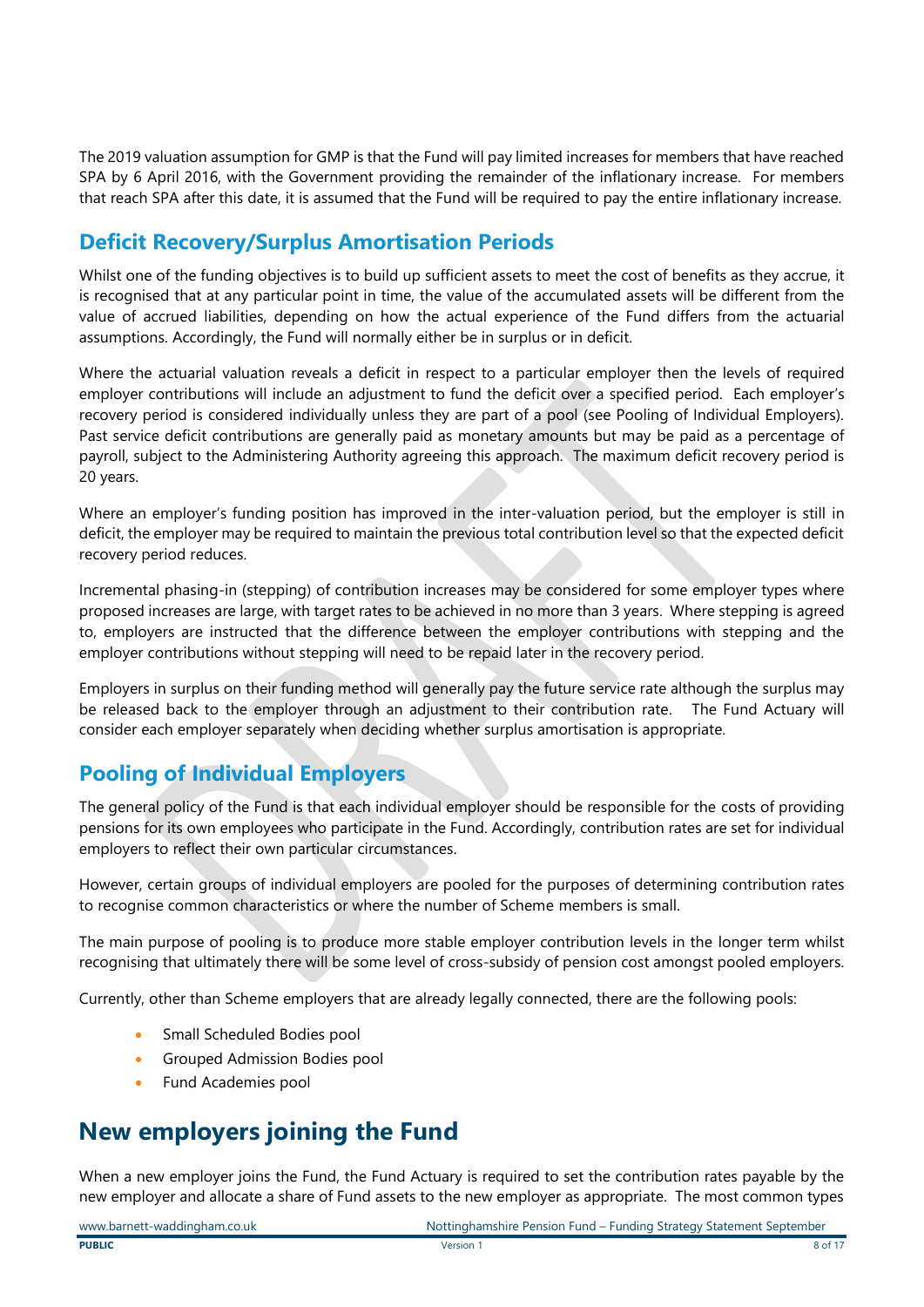The 2019 valuation assumption for GMP is that the Fund will pay limited increases for members that have reached SPA by 6 April 2016, with the Government providing the remainder of the inflationary increase. For members that reach SPA after this date, it is assumed that the Fund will be required to pay the entire inflationary increase.

## Deficit Recovery/Surplus Amortisation Periods

Whilst one of the funding objectives is to build up sufficient assets to meet the cost of benefits as they accrue, it is recognised that at any particular point in time, the value of the accumulated assets will be different from the value of accrued liabilities, depending on how the actual experience of the Fund differs from the actuarial assumptions. Accordingly, the Fund will normally either be in surplus or in deficit.

Where the actuarial valuation reveals a deficit in respect to a particular employer then the levels of required employer contributions will include an adjustment to fund the deficit over a specified period. Each employer's recovery period is considered individually unless they are part of a pool (see Pooling of Individual Employers). Past service deficit contributions are generally paid as monetary amounts but may be paid as a percentage of payroll, subject to the Administering Authority agreeing this approach. The maximum deficit recovery period is 20 years.

Where an employer's funding position has improved in the inter-valuation period, but the employer is still in deficit, the employer may be required to maintain the previous total contribution level so that the expected deficit recovery period reduces.

Incremental phasing-in (stepping) of contribution increases may be considered for some employer types where proposed increases are large, with target rates to be achieved in no more than 3 years. Where stepping is agreed to, employers are instructed that the difference between the employer contributions with stepping and the employer contributions without stepping will need to be repaid later in the recovery period.

Employers in surplus on their funding method will generally pay the future service rate although the surplus may be released back to the employer through an adjustment to their contribution rate. The Fund Actuary will consider each employer separately when deciding whether surplus amortisation is appropriate.

## Pooling of Individual Employers

The general policy of the Fund is that each individual employer should be responsible for the costs of providing pensions for its own employees who participate in the Fund. Accordingly, contribution rates are set for individual employers to reflect their own particular circumstances.

However, certain groups of individual employers are pooled for the purposes of determining contribution rates to recognise common characteristics or where the number of Scheme members is small.

The main purpose of pooling is to produce more stable employer contribution levels in the longer term whilst recognising that ultimately there will be some level of cross-subsidy of pension cost amongst pooled employers.

Currently, other than Scheme employers that are already legally connected, there are the following pools:

- Small Scheduled Bodies pool
- Grouped Admission Bodies pool
- Fund Academies pool

# New employers joining the Fund

When a new employer joins the Fund, the Fund Actuary is required to set the contribution rates payable by the new employer and allocate a share of Fund assets to the new employer as appropriate. The most common types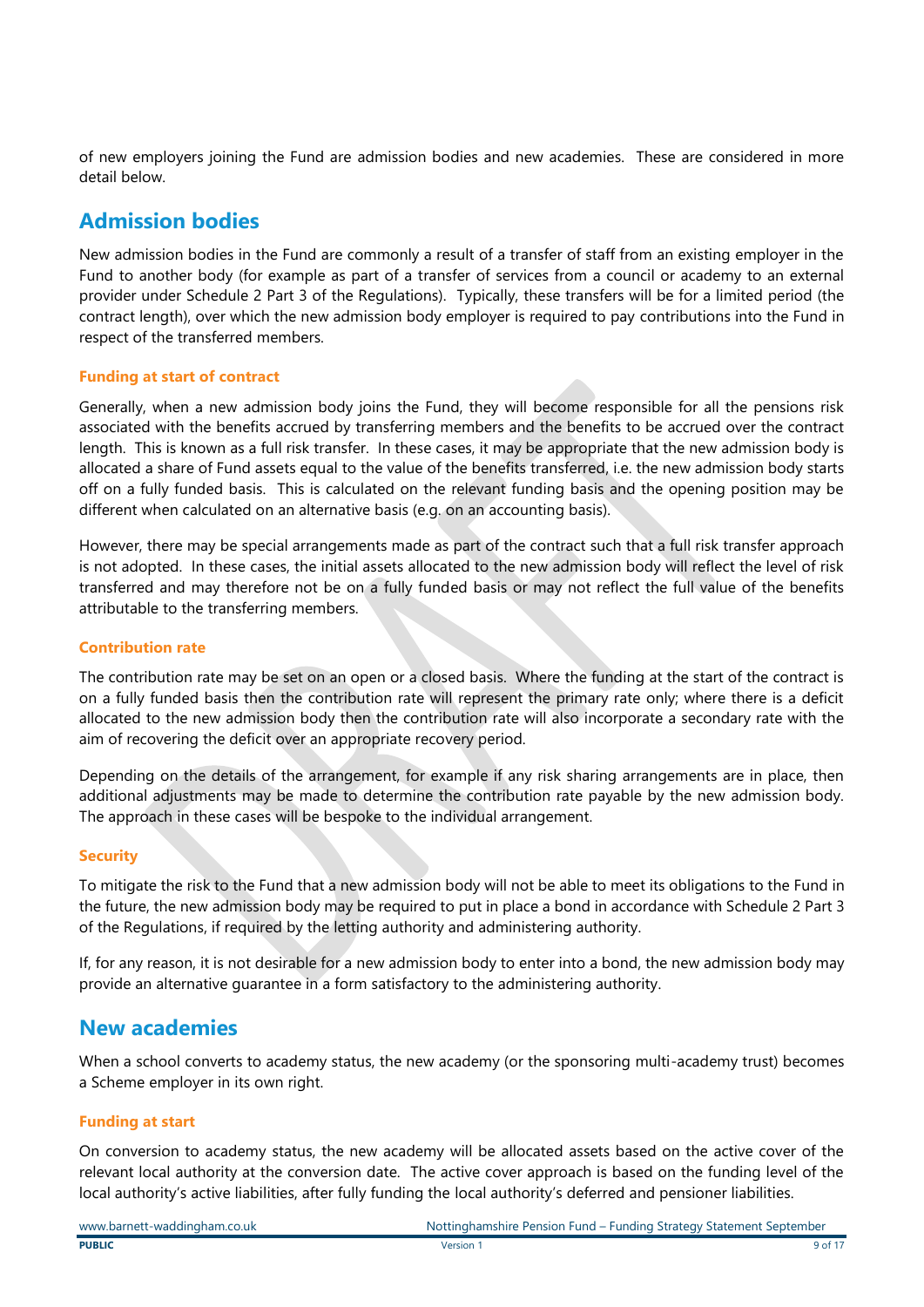of new employers joining the Fund are admission bodies and new academies. These are considered in more detail below.

## Admission bodies

New admission bodies in the Fund are commonly a result of a transfer of staff from an existing employer in the Fund to another body (for example as part of a transfer of services from a council or academy to an external provider under Schedule 2 Part 3 of the Regulations). Typically, these transfers will be for a limited period (the contract length), over which the new admission body employer is required to pay contributions into the Fund in respect of the transferred members.

### Funding at start of contract

Generally, when a new admission body joins the Fund, they will become responsible for all the pensions risk associated with the benefits accrued by transferring members and the benefits to be accrued over the contract length. This is known as a full risk transfer. In these cases, it may be appropriate that the new admission body is allocated a share of Fund assets equal to the value of the benefits transferred, i.e. the new admission body starts off on a fully funded basis. This is calculated on the relevant funding basis and the opening position may be different when calculated on an alternative basis (e.g. on an accounting basis).

However, there may be special arrangements made as part of the contract such that a full risk transfer approach is not adopted. In these cases, the initial assets allocated to the new admission body will reflect the level of risk transferred and may therefore not be on a fully funded basis or may not reflect the full value of the benefits attributable to the transferring members.

### Contribution rate

The contribution rate may be set on an open or a closed basis. Where the funding at the start of the contract is on a fully funded basis then the contribution rate will represent the primary rate only; where there is a deficit allocated to the new admission body then the contribution rate will also incorporate a secondary rate with the aim of recovering the deficit over an appropriate recovery period.

Depending on the details of the arrangement, for example if any risk sharing arrangements are in place, then additional adjustments may be made to determine the contribution rate payable by the new admission body. The approach in these cases will be bespoke to the individual arrangement.

### Security

To mitigate the risk to the Fund that a new admission body will not be able to meet its obligations to the Fund in the future, the new admission body may be required to put in place a bond in accordance with Schedule 2 Part 3 of the Regulations, if required by the letting authority and administering authority.

If, for any reason, it is not desirable for a new admission body to enter into a bond, the new admission body may provide an alternative guarantee in a form satisfactory to the administering authority.

## New academies

When a school converts to academy status, the new academy (or the sponsoring multi-academy trust) becomes a Scheme employer in its own right.

### Funding at start

On conversion to academy status, the new academy will be allocated assets based on the active cover of the relevant local authority at the conversion date. The active cover approach is based on the funding level of the local authority's active liabilities, after fully funding the local authority's deferred and pensioner liabilities.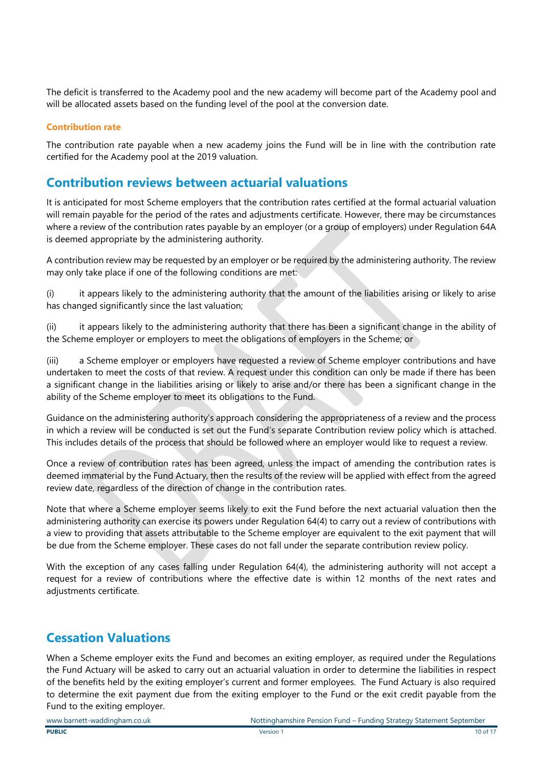The deficit is transferred to the Academy pool and the new academy will become part of the Academy pool and will be allocated assets based on the funding level of the pool at the conversion date.

### Contribution rate

The contribution rate payable when a new academy joins the Fund will be in line with the contribution rate certified for the Academy pool at the 2019 valuation.

## Contribution reviews between actuarial valuations

It is anticipated for most Scheme employers that the contribution rates certified at the formal actuarial valuation will remain payable for the period of the rates and adjustments certificate. However, there may be circumstances where a review of the contribution rates payable by an employer (or a group of employers) under Regulation 64A is deemed appropriate by the administering authority.

A contribution review may be requested by an employer or be required by the administering authority. The review may only take place if one of the following conditions are met:

(i) it appears likely to the administering authority that the amount of the liabilities arising or likely to arise has changed significantly since the last valuation;

(ii) it appears likely to the administering authority that there has been a significant change in the ability of the Scheme employer or employers to meet the obligations of employers in the Scheme; or

(iii) a Scheme employer or employers have requested a review of Scheme employer contributions and have undertaken to meet the costs of that review. A request under this condition can only be made if there has been a significant change in the liabilities arising or likely to arise and/or there has been a significant change in the ability of the Scheme employer to meet its obligations to the Fund.

Guidance on the administering authority's approach considering the appropriateness of a review and the process in which a review will be conducted is set out the Fund's separate Contribution review policy which is attached. This includes details of the process that should be followed where an employer would like to request a review.

Once a review of contribution rates has been agreed, unless the impact of amending the contribution rates is deemed immaterial by the Fund Actuary, then the results of the review will be applied with effect from the agreed review date, regardless of the direction of change in the contribution rates.

Note that where a Scheme employer seems likely to exit the Fund before the next actuarial valuation then the administering authority can exercise its powers under Regulation 64(4) to carry out a review of contributions with a view to providing that assets attributable to the Scheme employer are equivalent to the exit payment that will be due from the Scheme employer. These cases do not fall under the separate contribution review policy.

With the exception of any cases falling under Regulation 64(4), the administering authority will not accept a request for a review of contributions where the effective date is within 12 months of the next rates and adjustments certificate.

## Cessation Valuations

When a Scheme employer exits the Fund and becomes an exiting employer, as required under the Regulations the Fund Actuary will be asked to carry out an actuarial valuation in order to determine the liabilities in respect of the benefits held by the exiting employer's current and former employees. The Fund Actuary is also required to determine the exit payment due from the exiting employer to the Fund or the exit credit payable from the Fund to the exiting employer.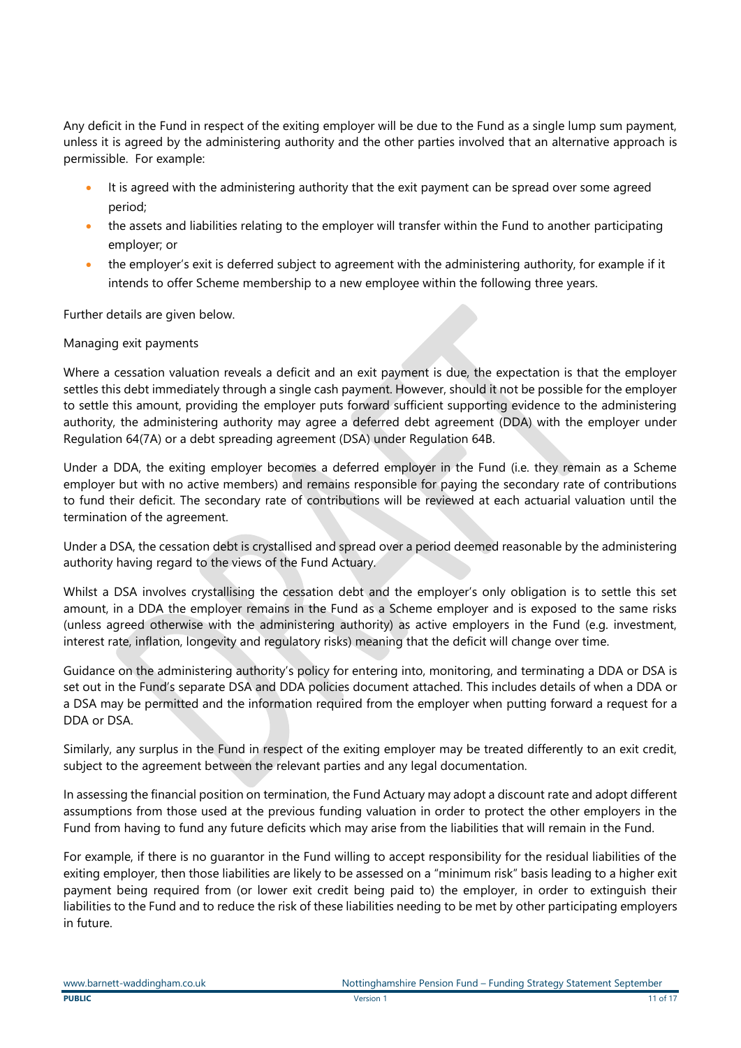Any deficit in the Fund in respect of the exiting employer will be due to the Fund as a single lump sum payment, unless it is agreed by the administering authority and the other parties involved that an alternative approach is permissible. For example:

- It is agreed with the administering authority that the exit payment can be spread over some agreed period;
- the assets and liabilities relating to the employer will transfer within the Fund to another participating employer; or
- the employer's exit is deferred subject to agreement with the administering authority, for example if it intends to offer Scheme membership to a new employee within the following three years.

Further details are given below.

Managing exit payments

Where a cessation valuation reveals a deficit and an exit payment is due, the expectation is that the employer settles this debt immediately through a single cash payment. However, should it not be possible for the employer to settle this amount, providing the employer puts forward sufficient supporting evidence to the administering authority, the administering authority may agree a deferred debt agreement (DDA) with the employer under Regulation 64(7A) or a debt spreading agreement (DSA) under Regulation 64B.

Under a DDA, the exiting employer becomes a deferred employer in the Fund (i.e. they remain as a Scheme employer but with no active members) and remains responsible for paying the secondary rate of contributions to fund their deficit. The secondary rate of contributions will be reviewed at each actuarial valuation until the termination of the agreement.

Under a DSA, the cessation debt is crystallised and spread over a period deemed reasonable by the administering authority having regard to the views of the Fund Actuary.

Whilst a DSA involves crystallising the cessation debt and the employer's only obligation is to settle this set amount, in a DDA the employer remains in the Fund as a Scheme employer and is exposed to the same risks (unless agreed otherwise with the administering authority) as active employers in the Fund (e.g. investment, interest rate, inflation, longevity and regulatory risks) meaning that the deficit will change over time.

Guidance on the administering authority's policy for entering into, monitoring, and terminating a DDA or DSA is set out in the Fund's separate DSA and DDA policies document attached. This includes details of when a DDA or a DSA may be permitted and the information required from the employer when putting forward a request for a DDA or DSA.

Similarly, any surplus in the Fund in respect of the exiting employer may be treated differently to an exit credit, subject to the agreement between the relevant parties and any legal documentation.

In assessing the financial position on termination, the Fund Actuary may adopt a discount rate and adopt different assumptions from those used at the previous funding valuation in order to protect the other employers in the Fund from having to fund any future deficits which may arise from the liabilities that will remain in the Fund.

For example, if there is no guarantor in the Fund willing to accept responsibility for the residual liabilities of the exiting employer, then those liabilities are likely to be assessed on a "minimum risk" basis leading to a higher exit payment being required from (or lower exit credit being paid to) the employer, in order to extinguish their liabilities to the Fund and to reduce the risk of these liabilities needing to be met by other participating employers in future.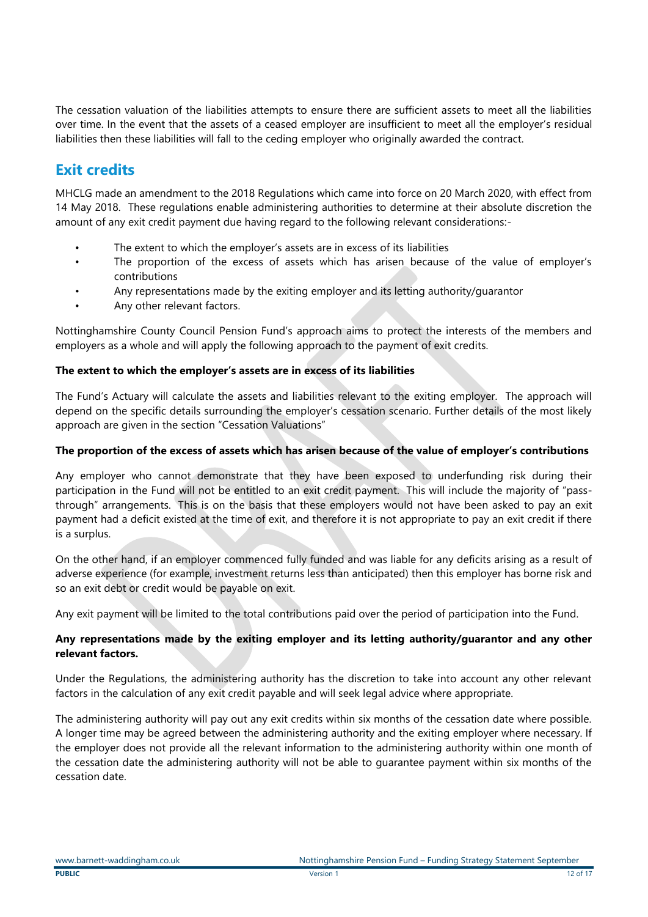The cessation valuation of the liabilities attempts to ensure there are sufficient assets to meet all the liabilities over time. In the event that the assets of a ceased employer are insufficient to meet all the employer's residual liabilities then these liabilities will fall to the ceding employer who originally awarded the contract.

## Exit credits

MHCLG made an amendment to the 2018 Regulations which came into force on 20 March 2020, with effect from 14 May 2018. These regulations enable administering authorities to determine at their absolute discretion the amount of any exit credit payment due having regard to the following relevant considerations:-

- The extent to which the employer's assets are in excess of its liabilities
- The proportion of the excess of assets which has arisen because of the value of employer's contributions
- Any representations made by the exiting employer and its letting authority/guarantor
- Any other relevant factors.

Nottinghamshire County Council Pension Fund's approach aims to protect the interests of the members and employers as a whole and will apply the following approach to the payment of exit credits.

**The extent to which the employer's assets are in excess of its liabilities**

The Fund's Actuary will calculate the assets and liabilities relevant to the exiting employer. The approach will depend on the specific details surrounding the employer's cessation scenario. Further details of the most likely approach are given in the section "Cessation Valuations"

**The proportion of the excess of assets which has arisen because of the value of employer's contributions**

Any employer who cannot demonstrate that they have been exposed to underfunding risk during their participation in the Fund will not be entitled to an exit credit payment. This will include the majority of "pass-through" arrangements. This is on the basis that these employers would not have been asked to pay an exit payment had a deficit existed at the time of exit, and therefore it is not appropriate to pay an exit credit if there is a surplus.

On the other hand, if an employer commenced fully funded and was liable for any deficits arising as a result of adverse experience (for example, investment returns less than anticipated) then this employer has borne risk and so an exit debt or credit would be payable on exit.

Any exit payment will be limited to the total contributions paid over the period of participation into the Fund.

**Any representations made by the exiting employer and its letting authority/guarantor and any other relevant factors.**

Under the Regulations, the administering authority has the discretion to take into account any other relevant factors in the calculation of any exit credit payable and will seek legal advice where appropriate.

The administering authority will pay out any exit credits within six months of the cessation date where possible. A longer time may be agreed between the administering authority and the exiting employer where necessary. If the employer does not provide all the relevant information to the administering authority within one month of the cessation date the administering authority will not be able to guarantee payment within six months of the cessation date.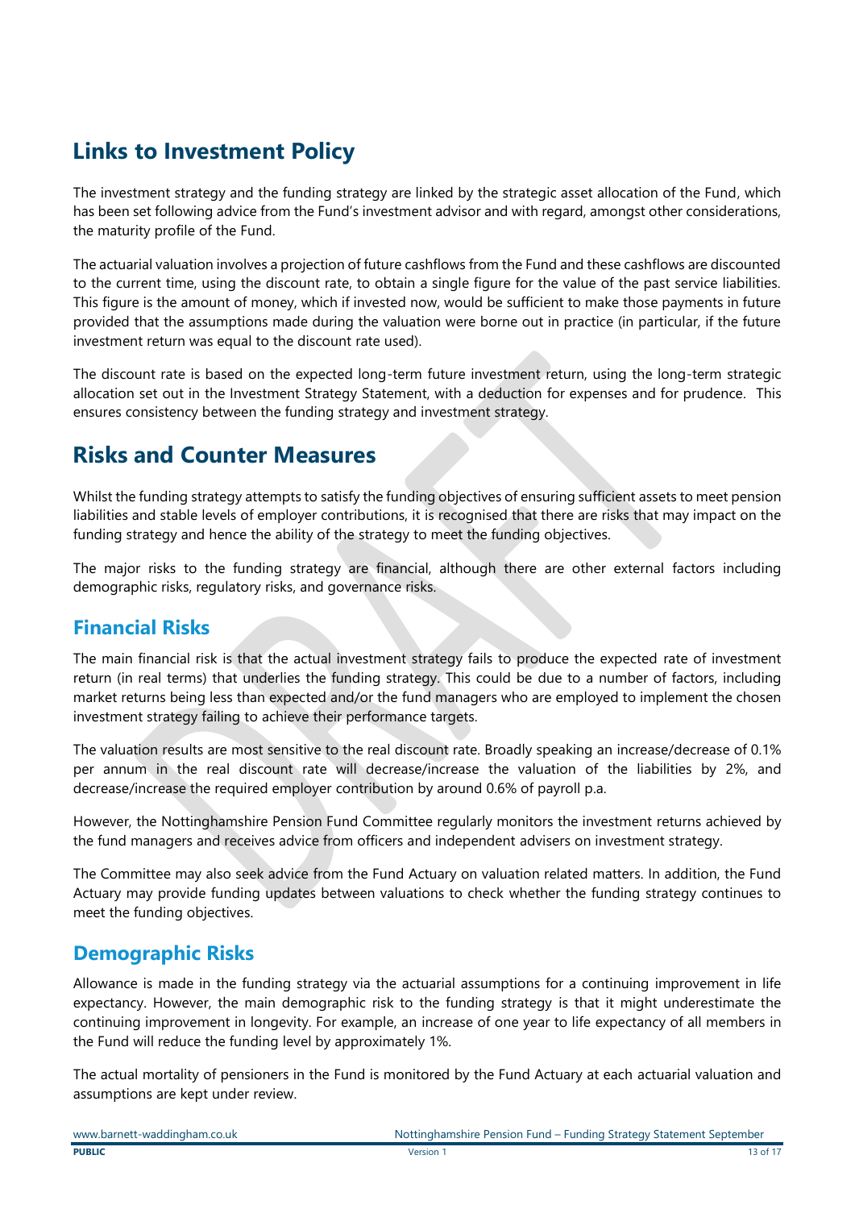# Links to Investment Policy

The investment strategy and the funding strategy are linked by the strategic asset allocation of the Fund, which has been set following advice from the Fund's investment advisor and with regard, amongst other considerations, the maturity profile of the Fund.

The actuarial valuation involves a projection of future cashflows from the Fund and these cashflows are discounted to the current time, using the discount rate, to obtain a single figure for the value of the past service liabilities. This figure is the amount of money, which if invested now, would be sufficient to make those payments in future provided that the assumptions made during the valuation were borne out in practice (in particular, if the future investment return was equal to the discount rate used).

The discount rate is based on the expected long-term future investment return, using the long-term strategic allocation set out in the Investment Strategy Statement, with a deduction for expenses and for prudence. This ensures consistency between the funding strategy and investment strategy.

# Risks and Counter Measures

Whilst the funding strategy attempts to satisfy the funding objectives of ensuring sufficient assets to meet pension liabilities and stable levels of employer contributions, it is recognised that there are risks that may impact on the funding strategy and hence the ability of the strategy to meet the funding objectives.

The major risks to the funding strategy are financial, although there are other external factors including demographic risks, regulatory risks, and governance risks.

## Financial Risks

The main financial risk is that the actual investment strategy fails to produce the expected rate of investment return (in real terms) that underlies the funding strategy. This could be due to a number of factors, including market returns being less than expected and/or the fund managers who are employed to implement the chosen investment strategy failing to achieve their performance targets.

The valuation results are most sensitive to the real discount rate. Broadly speaking an increase/decrease of 0.1% per annum in the real discount rate will decrease/increase the valuation of the liabilities by 2%, and decrease/increase the required employer contribution by around 0.6% of payroll p.a.

However, the Nottinghamshire Pension Fund Committee regularly monitors the investment returns achieved by the fund managers and receives advice from officers and independent advisers on investment strategy.

The Committee may also seek advice from the Fund Actuary on valuation related matters. In addition, the Fund Actuary may provide funding updates between valuations to check whether the funding strategy continues to meet the funding objectives.

## Demographic Risks

Allowance is made in the funding strategy via the actuarial assumptions for a continuing improvement in life expectancy. However, the main demographic risk to the funding strategy is that it might underestimate the continuing improvement in longevity. For example, an increase of one year to life expectancy of all members in the Fund will reduce the funding level by approximately 1%.

The actual mortality of pensioners in the Fund is monitored by the Fund Actuary at each actuarial valuation and assumptions are kept under review.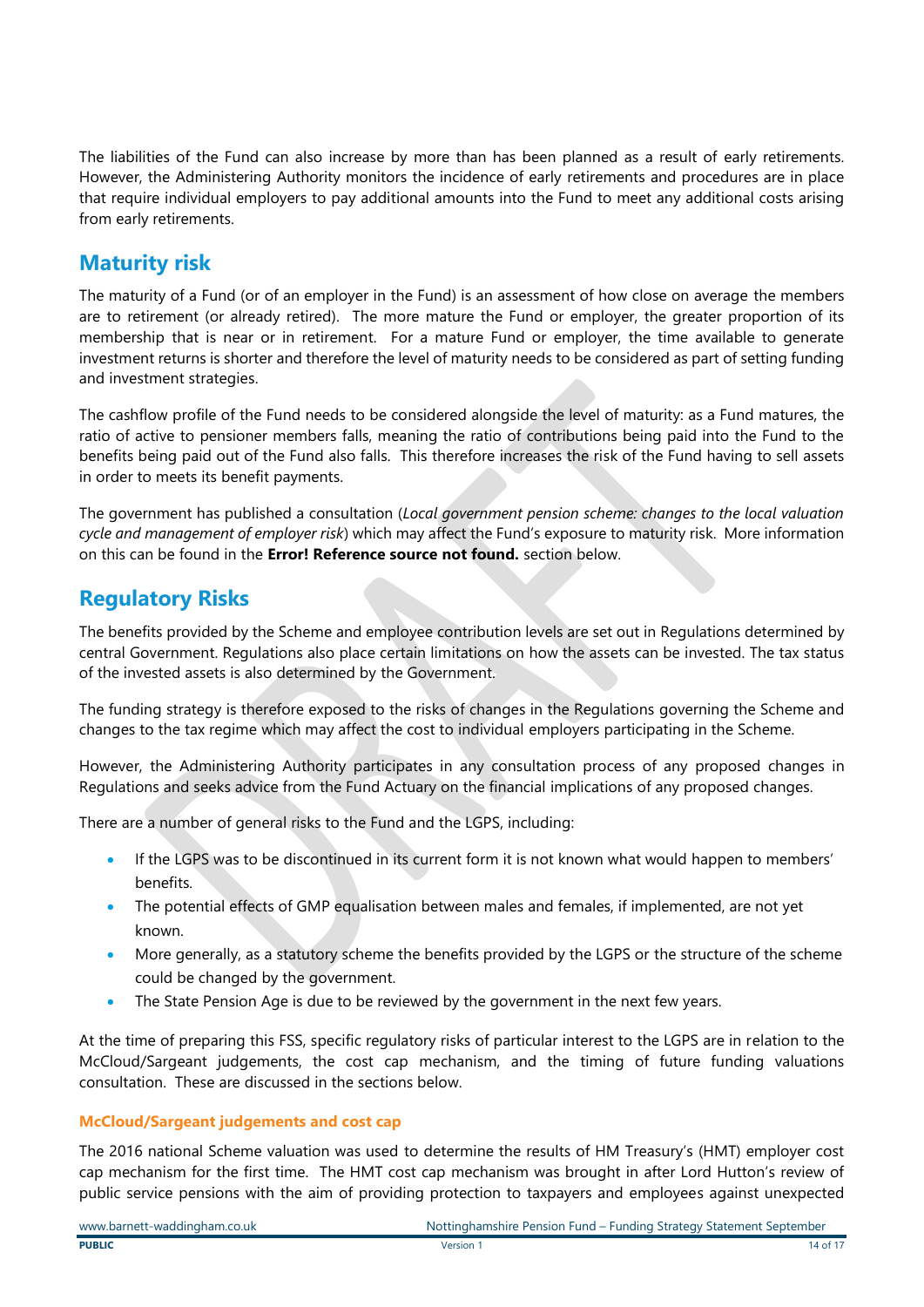The liabilities of the Fund can also increase by more than has been planned as a result of early retirements. However, the Administering Authority monitors the incidence of early retirements and procedures are in place that require individual employers to pay additional amounts into the Fund to meet any additional costs arising from early retirements.

## Maturity risk

The maturity of a Fund (or of an employer in the Fund) is an assessment of how close on average the members are to retirement (or already retired). The more mature the Fund or employer, the greater proportion of its membership that is near or in retirement. For a mature Fund or employer, the time available to generate investment returns is shorter and therefore the level of maturity needs to be considered as part of setting funding and investment strategies.

The cashflow profile of the Fund needs to be considered alongside the level of maturity: as a Fund matures, the ratio of active to pensioner members falls, meaning the ratio of contributions being paid into the Fund to the benefits being paid out of the Fund also falls. This therefore increases the risk of the Fund having to sell assets in order to meets its benefit payments.

The government has published a consultation (*Local government pension scheme: changes to the local valuation cycle and management of employer risk*) which may affect the Fund's exposure to maturity risk. More information on this can be found in the **Error! Reference source not found.** section below.

## Regulatory Risks

The benefits provided by the Scheme and employee contribution levels are set out in Regulations determined by central Government. Regulations also place certain limitations on how the assets can be invested. The tax status of the invested assets is also determined by the Government.

The funding strategy is therefore exposed to the risks of changes in the Regulations governing the Scheme and changes to the tax regime which may affect the cost to individual employers participating in the Scheme.

However, the Administering Authority participates in any consultation process of any proposed changes in Regulations and seeks advice from the Fund Actuary on the financial implications of any proposed changes.

There are a number of general risks to the Fund and the LGPS, including:

- If the LGPS was to be discontinued in its current form it is not known what would happen to members' benefits.
- The potential effects of GMP equalisation between males and females, if implemented, are not yet known.
- More generally, as a statutory scheme the benefits provided by the LGPS or the structure of the scheme could be changed by the government.
- The State Pension Age is due to be reviewed by the government in the next few years.

At the time of preparing this FSS, specific regulatory risks of particular interest to the LGPS are in relation to the McCloud/Sargeant judgements, the cost cap mechanism, and the timing of future funding valuations consultation. These are discussed in the sections below.

### McCloud/Sargeant judgements and cost cap

The 2016 national Scheme valuation was used to determine the results of HM Treasury's (HMT) employer cost cap mechanism for the first time. The HMT cost cap mechanism was brought in after Lord Hutton's review of public service pensions with the aim of providing protection to taxpayers and employees against unexpected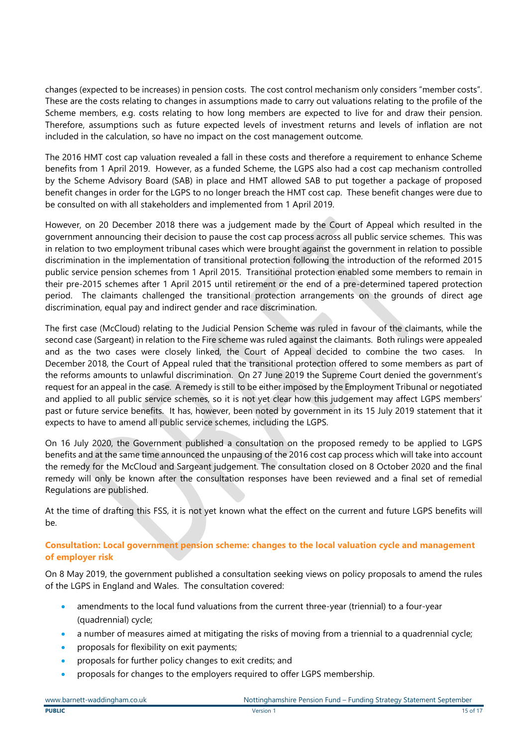changes (expected to be increases) in pension costs. The cost control mechanism only considers "member costs". These are the costs relating to changes in assumptions made to carry out valuations relating to the profile of the Scheme members, e.g. costs relating to how long members are expected to live for and draw their pension. Therefore, assumptions such as future expected levels of investment returns and levels of inflation are not included in the calculation, so have no impact on the cost management outcome.

The 2016 HMT cost cap valuation revealed a fall in these costs and therefore a requirement to enhance Scheme benefits from 1 April 2019. However, as a funded Scheme, the LGPS also had a cost cap mechanism controlled by the Scheme Advisory Board (SAB) in place and HMT allowed SAB to put together a package of proposed benefit changes in order for the LGPS to no longer breach the HMT cost cap. These benefit changes were due to be consulted on with all stakeholders and implemented from 1 April 2019.

However, on 20 December 2018 there was a judgement made by the Court of Appeal which resulted in the government announcing their decision to pause the cost cap process across all public service schemes. This was in relation to two employment tribunal cases which were brought against the government in relation to possible discrimination in the implementation of transitional protection following the introduction of the reformed 2015 public service pension schemes from 1 April 2015. Transitional protection enabled some members to remain in their pre-2015 schemes after 1 April 2015 until retirement or the end of a pre-determined tapered protection period. The claimants challenged the transitional protection arrangements on the grounds of direct age discrimination, equal pay and indirect gender and race discrimination.

The first case (McCloud) relating to the Judicial Pension Scheme was ruled in favour of the claimants, while the second case (Sargeant) in relation to the Fire scheme was ruled against the claimants. Both rulings were appealed and as the two cases were closely linked, the Court of Appeal decided to combine the two cases. In December 2018, the Court of Appeal ruled that the transitional protection offered to some members as part of the reforms amounts to unlawful discrimination. On 27 June 2019 the Supreme Court denied the government's request for an appeal in the case. A remedy is still to be either imposed by the Employment Tribunal or negotiated and applied to all public service schemes, so it is not yet clear how this judgement may affect LGPS members' past or future service benefits. It has, however, been noted by government in its 15 July 2019 statement that it expects to have to amend all public service schemes, including the LGPS.

On 16 July 2020, the Government published a consultation on the proposed remedy to be applied to LGPS benefits and at the same time announced the unpausing of the 2016 cost cap process which will take into account the remedy for the McCloud and Sargeant judgement. The consultation closed on 8 October 2020 and the final remedy will only be known after the consultation responses have been reviewed and a final set of remedial Regulations are published.

At the time of drafting this FSS, it is not yet known what the effect on the current and future LGPS benefits will be.

### Consultation: Local government pension scheme: changes to the local valuation cycle and management of employer risk

On 8 May 2019, the government published a consultation seeking views on policy proposals to amend the rules of the LGPS in England and Wales. The consultation covered:

- amendments to the local fund valuations from the current three-year (triennial) to a four-year (quadrennial) cycle;
- a number of measures aimed at mitigating the risks of moving from a triennial to a quadrennial cycle;
- proposals for flexibility on exit payments;
- proposals for further policy changes to exit credits; and
- proposals for changes to the employers required to offer LGPS membership.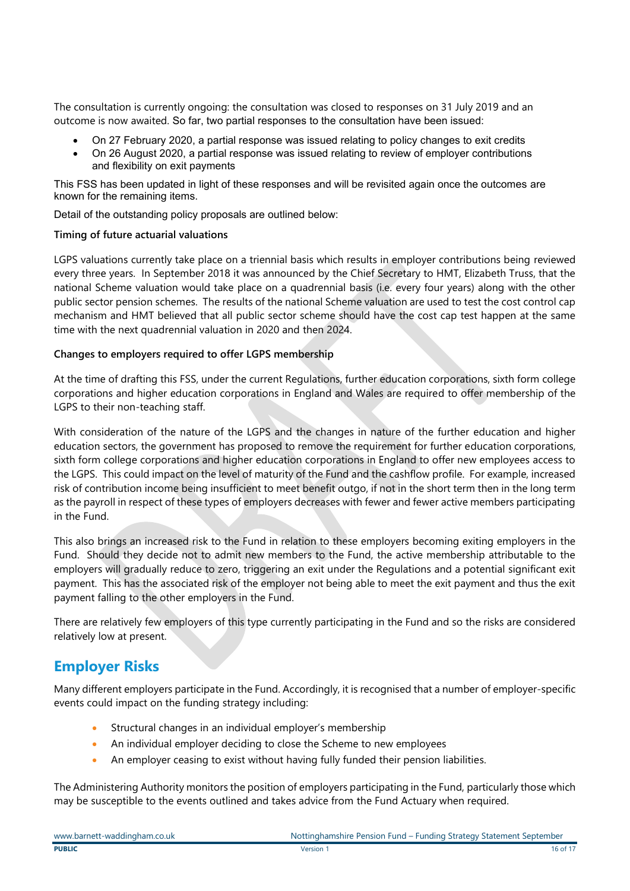The consultation is currently ongoing: the consultation was closed to responses on 31 July 2019 and an outcome is now awaited. So far, two partial responses to the consultation have been issued:

- On 27 February 2020, a partial response was issued relating to policy changes to exit credits
- On 26 August 2020, a partial response was issued relating to review of employer contributions and flexibility on exit payments

This FSS has been updated in light of these responses and will be revisited again once the outcomes are known for the remaining items.

Detail of the outstanding policy proposals are outlined below:

**Timing of future actuarial valuations**

LGPS valuations currently take place on a triennial basis which results in employer contributions being reviewed every three years. In September 2018 it was announced by the Chief Secretary to HMT, Elizabeth Truss, that the national Scheme valuation would take place on a quadrennial basis (i.e. every four years) along with the other public sector pension schemes. The results of the national Scheme valuation are used to test the cost control cap mechanism and HMT believed that all public sector scheme should have the cost cap test happen at the same time with the next quadrennial valuation in 2020 and then 2024.

**Changes to employers required to offer LGPS membership**

At the time of drafting this FSS, under the current Regulations, further education corporations, sixth form college corporations and higher education corporations in England and Wales are required to offer membership of the LGPS to their non-teaching staff.

With consideration of the nature of the LGPS and the changes in nature of the further education and higher education sectors, the government has proposed to remove the requirement for further education corporations, sixth form college corporations and higher education corporations in England to offer new employees access to the LGPS. This could impact on the level of maturity of the Fund and the cashflow profile. For example, increased risk of contribution income being insufficient to meet benefit outgo, if not in the short term then in the long term as the payroll in respect of these types of employers decreases with fewer and fewer active members participating in the Fund.

This also brings an increased risk to the Fund in relation to these employers becoming exiting employers in the Fund. Should they decide not to admit new members to the Fund, the active membership attributable to the employers will gradually reduce to zero, triggering an exit under the Regulations and a potential significant exit payment. This has the associated risk of the employer not being able to meet the exit payment and thus the exit payment falling to the other employers in the Fund.

There are relatively few employers of this type currently participating in the Fund and so the risks are considered relatively low at present.

## Employer Risks

Many different employers participate in the Fund. Accordingly, it is recognised that a number of employer-specific events could impact on the funding strategy including:

- Structural changes in an individual employer's membership
- An individual employer deciding to close the Scheme to new employees
- An employer ceasing to exist without having fully funded their pension liabilities.

The Administering Authority monitors the position of employers participating in the Fund, particularly those which may be susceptible to the events outlined and takes advice from the Fund Actuary when required.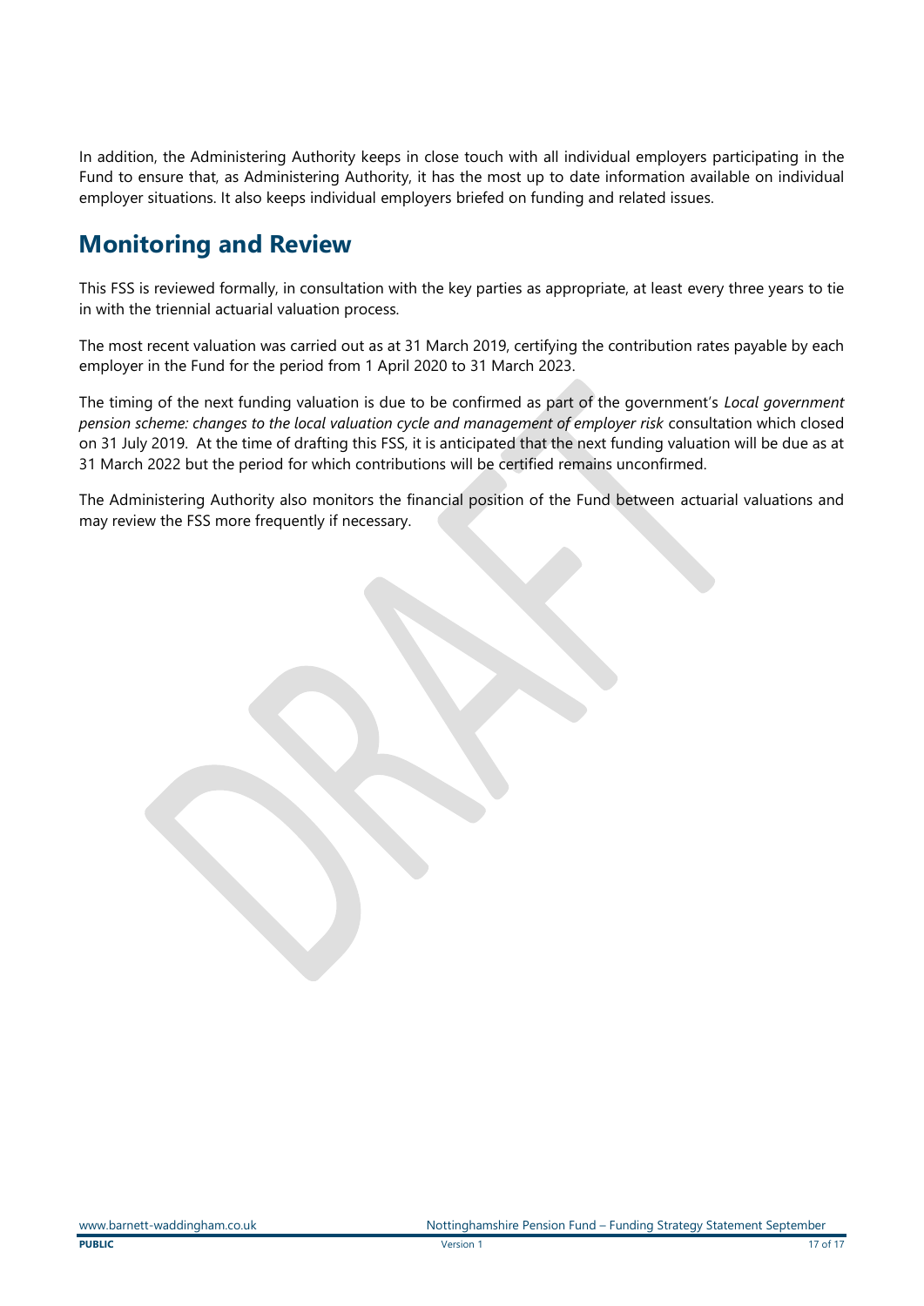In addition, the Administering Authority keeps in close touch with all individual employers participating in the Fund to ensure that, as Administering Authority, it has the most up to date information available on individual employer situations. It also keeps individual employers briefed on funding and related issues.

## Monitoring and Review

This FSS is reviewed formally, in consultation with the key parties as appropriate, at least every three years to tie in with the triennial actuarial valuation process.

The most recent valuation was carried out as at 31 March 2019, certifying the contribution rates payable by each employer in the Fund for the period from 1 April 2020 to 31 March 2023.

The timing of the next funding valuation is due to be confirmed as part of the government's *Local government pension scheme: changes to the local valuation cycle and management of employer risk* consultation which closed on 31 July 2019. At the time of drafting this FSS, it is anticipated that the next funding valuation will be due as at 31 March 2022 but the period for which contributions will be certified remains unconfirmed.

The Administering Authority also monitors the financial position of the Fund between actuarial valuations and may review the FSS more frequently if necessary.